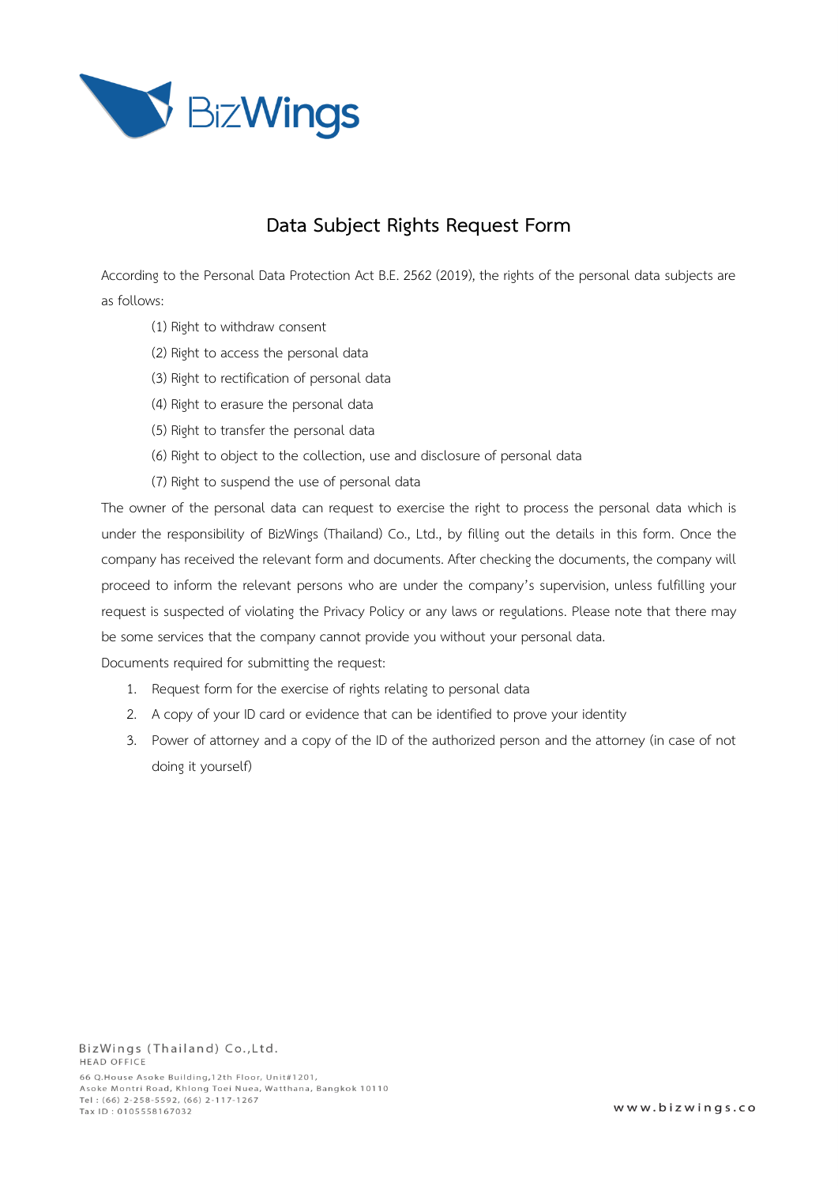# Data Subject Rights Request Form

According to the Personal Data Protection Act B.E. 2562 (2019), the rights of the personal data subjects are as follows:

(1) Right to withdraw consent

(2) Right to access the personal data

(3) Right to rectification of personal data

(4) Right to erasure the personal data

(5) Right to transfer the personal data

(6) Right to object to the collection, use and disclosure of personal data

(7) Right to suspend the use of personal data

The owner of the personal data can request to exercise the right to process the personal data which is under the responsibility of BizWings (Thailand) Co., Ltd., by filling out the details in this form. Once the company has received the relevant form and documents. After checking the documents, the company will proceed to inform the relevant persons who are under the company's supervision, unless fulfilling your request is suspected of violating the Privacy Policy or any laws or regulations. Please note that there may be some services that the company cannot provide you without your personal data.

Documents required for submitting the request:

1. Request form for the exercise of rights relating to personal data
2. A copy of your ID card or evidence that can be identified to prove your identity
3. Power of attorney and a copy of the ID of the authorized person and the attorney (in case of not doing it yourself)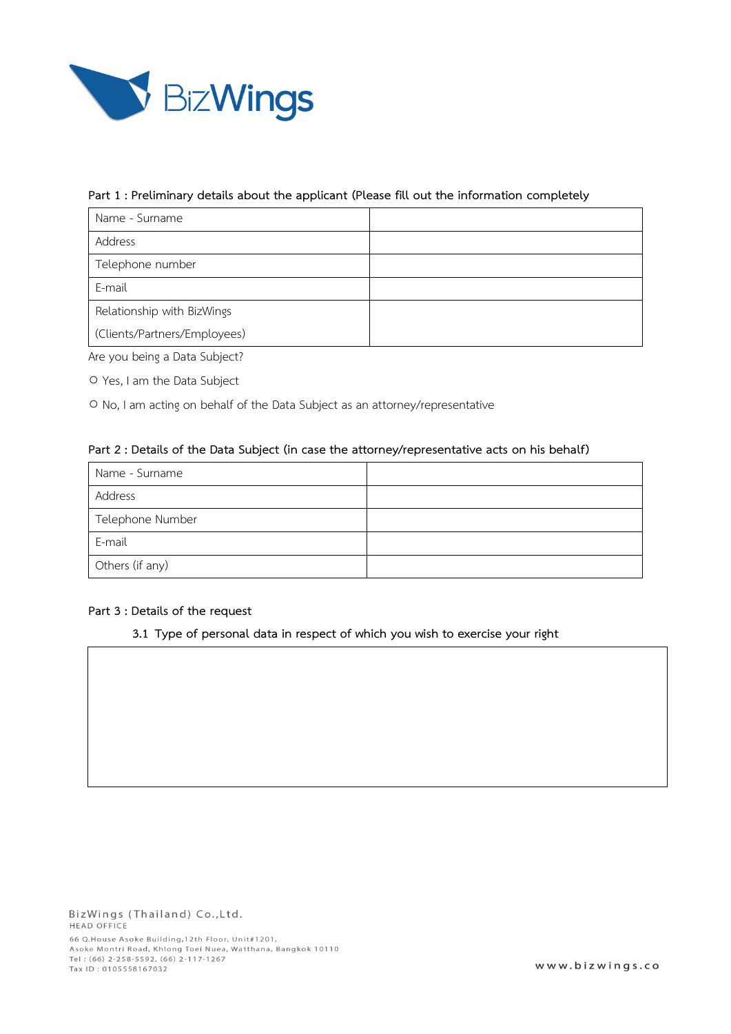**Part 1 : Preliminary details about the applicant (Please fill out the information completely**

| Name - Surname | |
|---|---|
| Address | |
| Telephone number | |
| E-mail | |
| Relationship with BizWings (Clients/Partners/Employees) | |

Are you being a Data Subject?

○ Yes, I am the Data Subject

○ No, I am acting on behalf of the Data Subject as an attorney/representative

**Part 2 : Details of the Data Subject (in case the attorney/representative acts on his behalf)**

| Name - Surname | |
|---|---|
| Address | |
| Telephone Number | |
| E-mail | |
| Others (if any) | |

**Part 3 : Details of the request**

**3.1 Type of personal data in respect of which you wish to exercise your right**

| |
|---|
| |

BizWings (Thailand) Co.,Ltd.
HEAD OFFICE
66 Q.House Asoke Building,12th Floor, Unit#1201,
Asoke Montri Road, Khlong Toei Nuea, Watthana, Bangkok 10110
Tel : (66) 2-258-5592, (66) 2-117-1267
Tax ID : 0105558167032

www.bizwings.co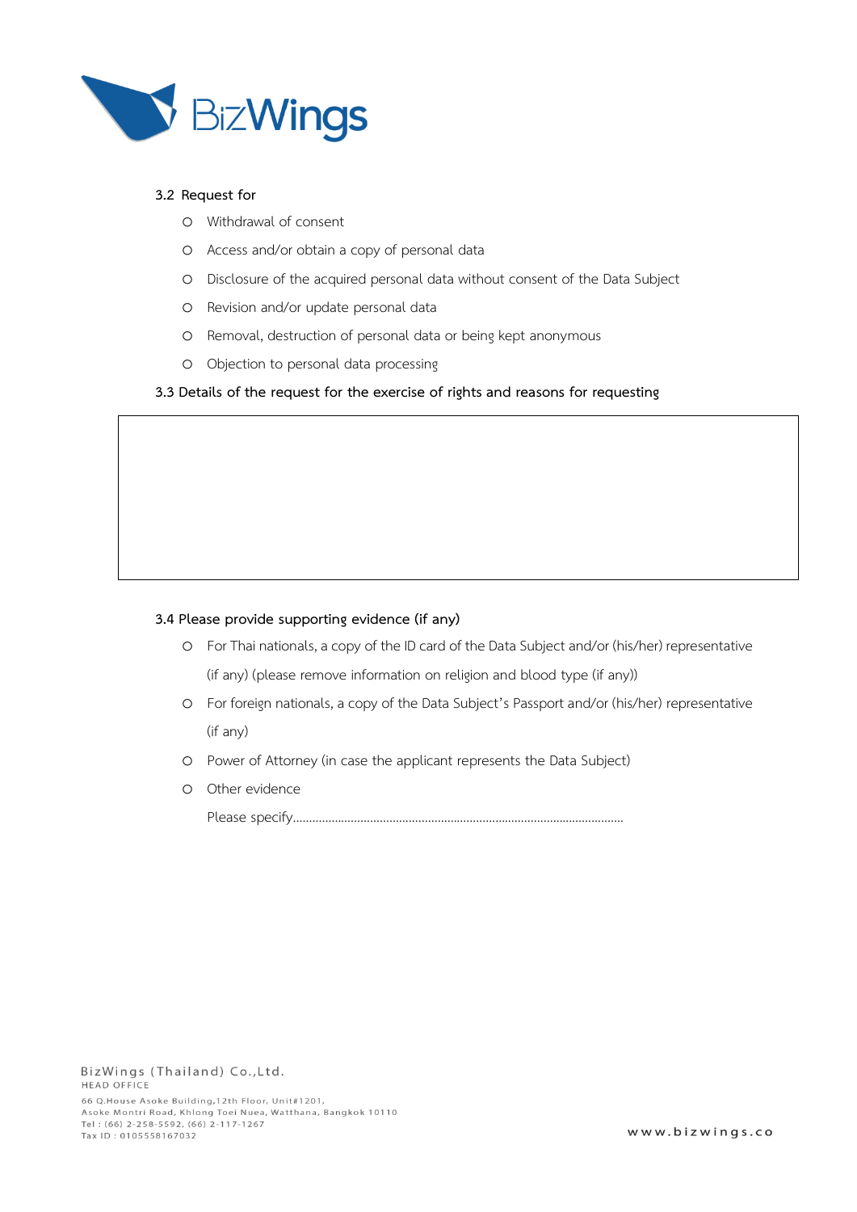3.2 Request for

- Withdrawal of consent
- Access and/or obtain a copy of personal data
- Disclosure of the acquired personal data without consent of the Data Subject
- Revision and/or update personal data
- Removal, destruction of personal data or being kept anonymous
- Objection to personal data processing

3.3 Details of the request for the exercise of rights and reasons for requesting

|   |
|---|
|   |

3.4 Please provide supporting evidence (if any)

- For Thai nationals, a copy of the ID card of the Data Subject and/or (his/her) representative (if any) (please remove information on religion and blood type (if any))
- For foreign nationals, a copy of the Data Subject's Passport and/or (his/her) representative (if any)
- Power of Attorney (in case the applicant represents the Data Subject)
- Other evidence

  Please specify……………………………………………………………………………………………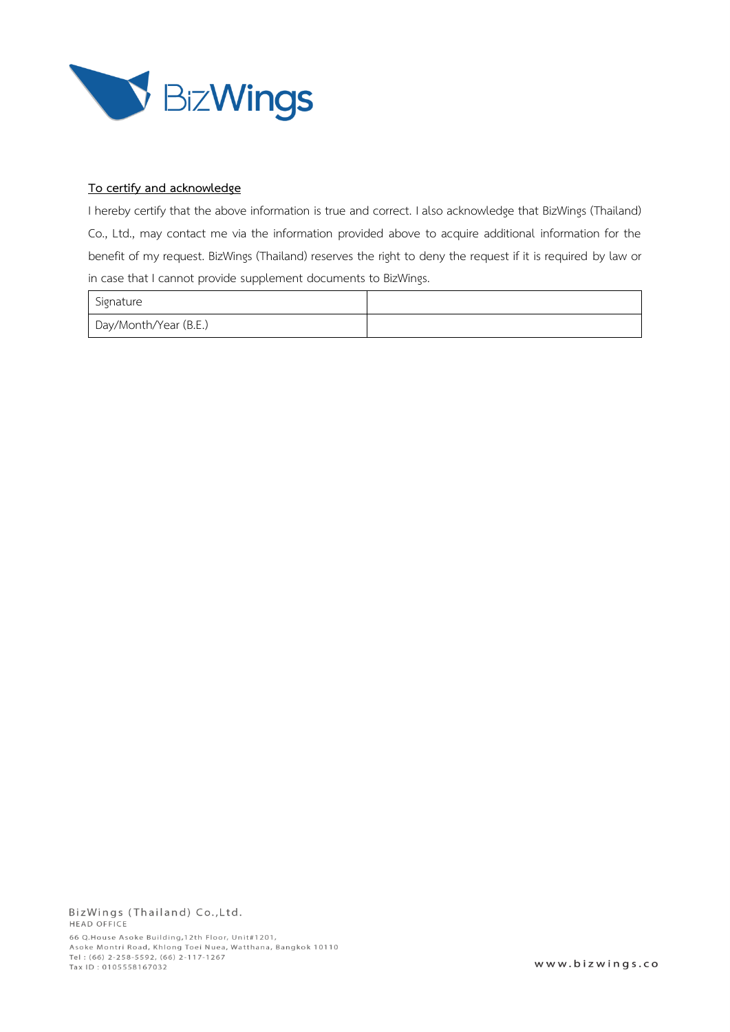**To certify and acknowledge**

I hereby certify that the above information is true and correct. I also acknowledge that BizWings (Thailand) Co., Ltd., may contact me via the information provided above to acquire additional information for the benefit of my request. BizWings (Thailand) reserves the right to deny the request if it is required by law or in case that I cannot provide supplement documents to BizWings.

| | |
|---|---|
| Signature | |
| Day/Month/Year (B.E.) | |